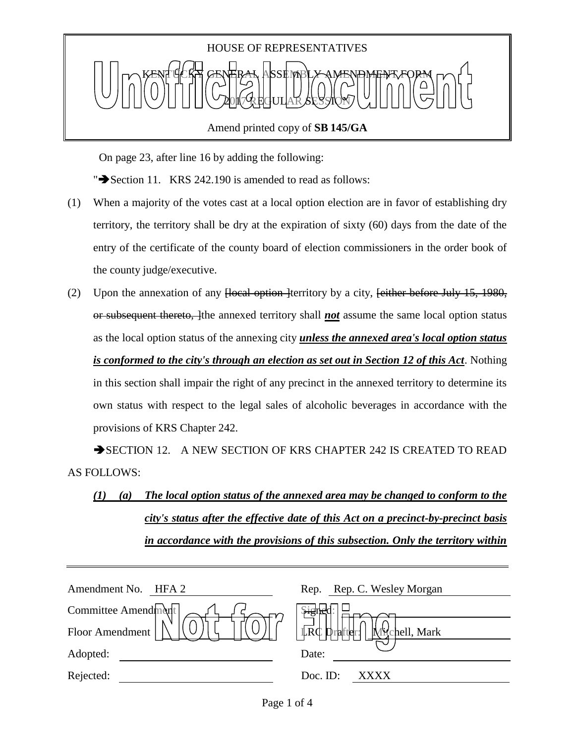HOUSE OF REPRESENTATIVES

KENTUCKY GENERAL ASSEMBLY AMENDMENT FORM

2017 REGULAR SESSION

Amend printed copy of **SB 145/GA**

On page 23, after line 16 by adding the following:

"➔Section 11. KRS 242.190 is amended to read as follows:

(1) When a majority of the votes cast at a local option election are in favor of establishing dry territory, the territory shall be dry at the expiration of sixty (60) days from the date of the entry of the certificate of the county board of election commissioners in the order book of the county judge/executive.

(2) Upon the annexation of any ~~[local option ]~~territory by a city, ~~[either before July 15, 1980, or subsequent thereto, ]~~the annexed territory shall ***not*** assume the same local option status as the local option status of the annexing city ***unless the annexed area's local option status is conformed to the city's through an election as set out in Section 12 of this Act***. Nothing in this section shall impair the right of any precinct in the annexed territory to determine its own status with respect to the legal sales of alcoholic beverages in accordance with the provisions of KRS Chapter 242.

➔SECTION 12. A NEW SECTION OF KRS CHAPTER 242 IS CREATED TO READ AS FOLLOWS:

***(1) (a) The local option status of the annexed area may be changed to conform to the city's status after the effective date of this Act on a precinct-by-precinct basis in accordance with the provisions of this subsection. Only the territory within***

| | |
|---|---|
| Amendment No. HFA 2 | Rep. Rep. C. Wesley Morgan |
| Committee Amendment | Signed: |
| Floor Amendment | LRC Drafter: Mitchell, Mark |
| Adopted: | Date: |
| Rejected: | Doc. ID: XXXX |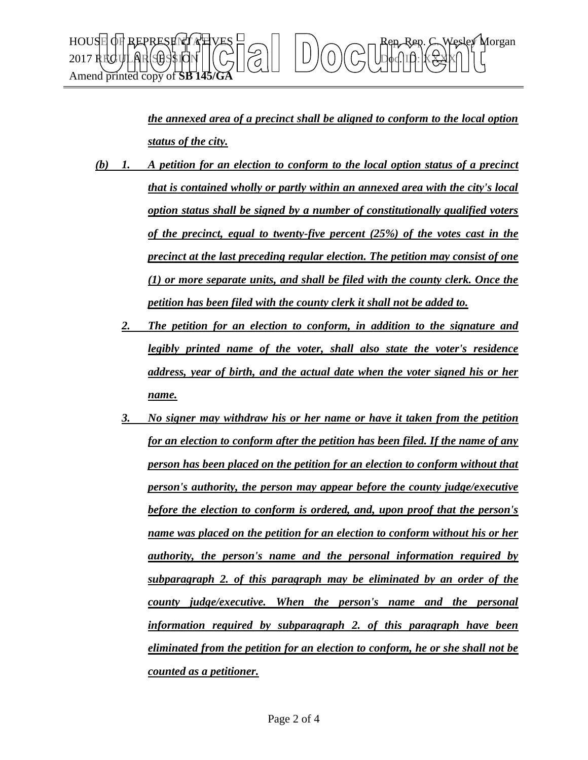***the annexed area of a precinct shall be aligned to conform to the local option status of the city.***

***(b) 1. A petition for an election to conform to the local option status of a precinct that is contained wholly or partly within an annexed area with the city's local option status shall be signed by a number of constitutionally qualified voters of the precinct, equal to twenty-five percent (25%) of the votes cast in the precinct at the last preceding regular election. The petition may consist of one (1) or more separate units, and shall be filed with the county clerk. Once the petition has been filed with the county clerk it shall not be added to.***

***2. The petition for an election to conform, in addition to the signature and legibly printed name of the voter, shall also state the voter's residence address, year of birth, and the actual date when the voter signed his or her name.***

***3. No signer may withdraw his or her name or have it taken from the petition for an election to conform after the petition has been filed. If the name of any person has been placed on the petition for an election to conform without that person's authority, the person may appear before the county judge/executive before the election to conform is ordered, and, upon proof that the person's name was placed on the petition for an election to conform without his or her authority, the person's name and the personal information required by subparagraph 2. of this paragraph may be eliminated by an order of the county judge/executive. When the person's name and the personal information required by subparagraph 2. of this paragraph have been eliminated from the petition for an election to conform, he or she shall not be counted as a petitioner.***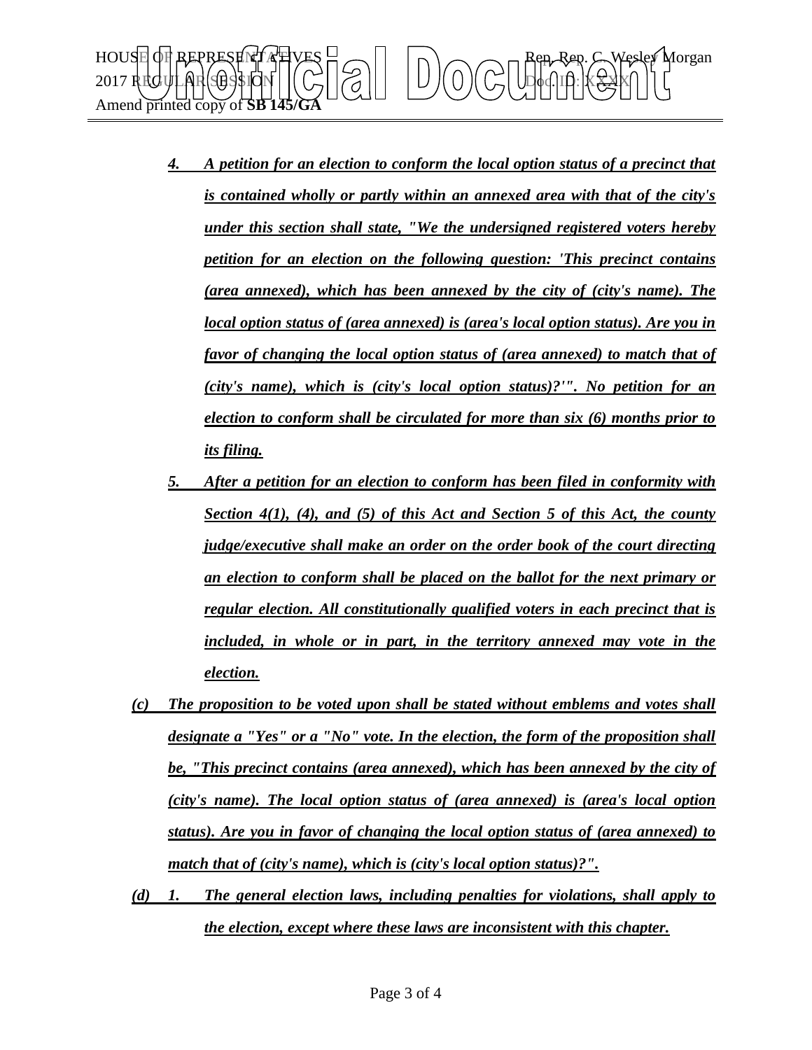*4. A petition for an election to conform the local option status of a precinct that is contained wholly or partly within an annexed area with that of the city's under this section shall state, "We the undersigned registered voters hereby petition for an election on the following question: 'This precinct contains (area annexed), which has been annexed by the city of (city's name). The local option status of (area annexed) is (area's local option status). Are you in favor of changing the local option status of (area annexed) to match that of (city's name), which is (city's local option status)?'". No petition for an election to conform shall be circulated for more than six (6) months prior to its filing.*

*5. After a petition for an election to conform has been filed in conformity with Section 4(1), (4), and (5) of this Act and Section 5 of this Act, the county judge/executive shall make an order on the order book of the court directing an election to conform shall be placed on the ballot for the next primary or regular election. All constitutionally qualified voters in each precinct that is included, in whole or in part, in the territory annexed may vote in the election.*

*(c) The proposition to be voted upon shall be stated without emblems and votes shall designate a "Yes" or a "No" vote. In the election, the form of the proposition shall be, "This precinct contains (area annexed), which has been annexed by the city of (city's name). The local option status of (area annexed) is (area's local option status). Are you in favor of changing the local option status of (area annexed) to match that of (city's name), which is (city's local option status)?".*

*(d) 1. The general election laws, including penalties for violations, shall apply to the election, except where these laws are inconsistent with this chapter.*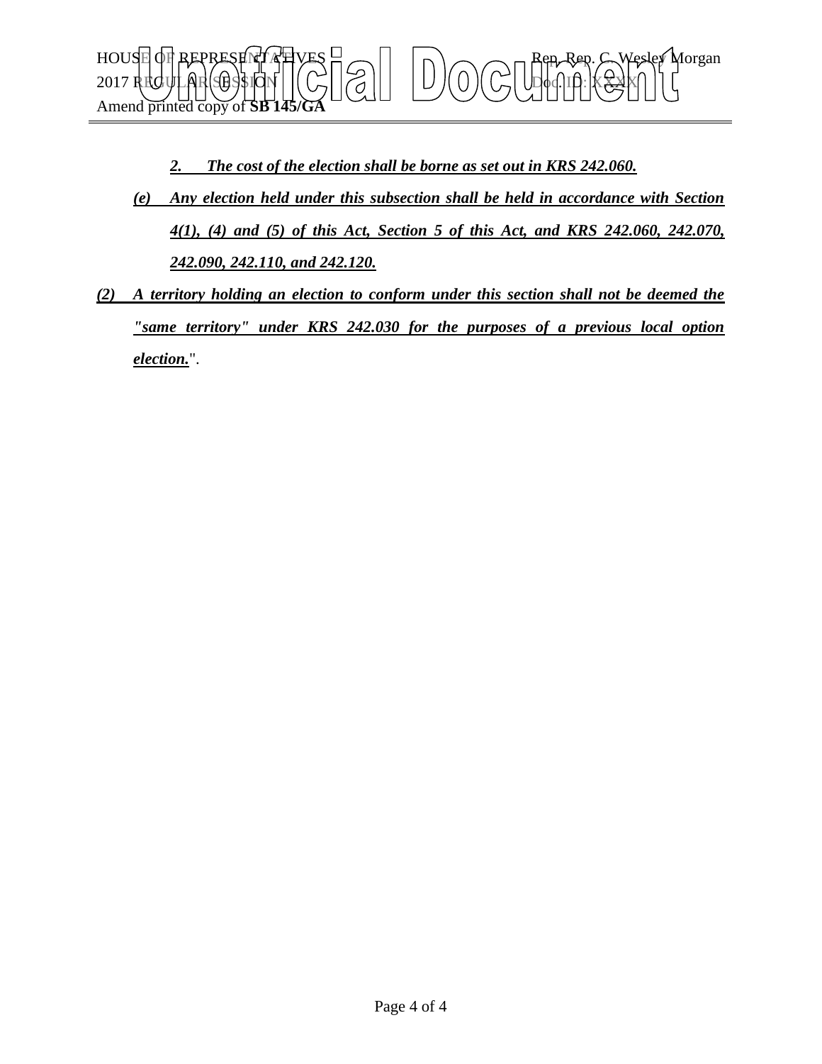*2. The cost of the election shall be borne as set out in KRS 242.060.*

*(e) Any election held under this subsection shall be held in accordance with Section 4(1), (4) and (5) of this Act, Section 5 of this Act, and KRS 242.060, 242.070, 242.090, 242.110, and 242.120.*

*(2) A territory holding an election to conform under this section shall not be deemed the "same territory" under KRS 242.030 for the purposes of a previous local option election.*".